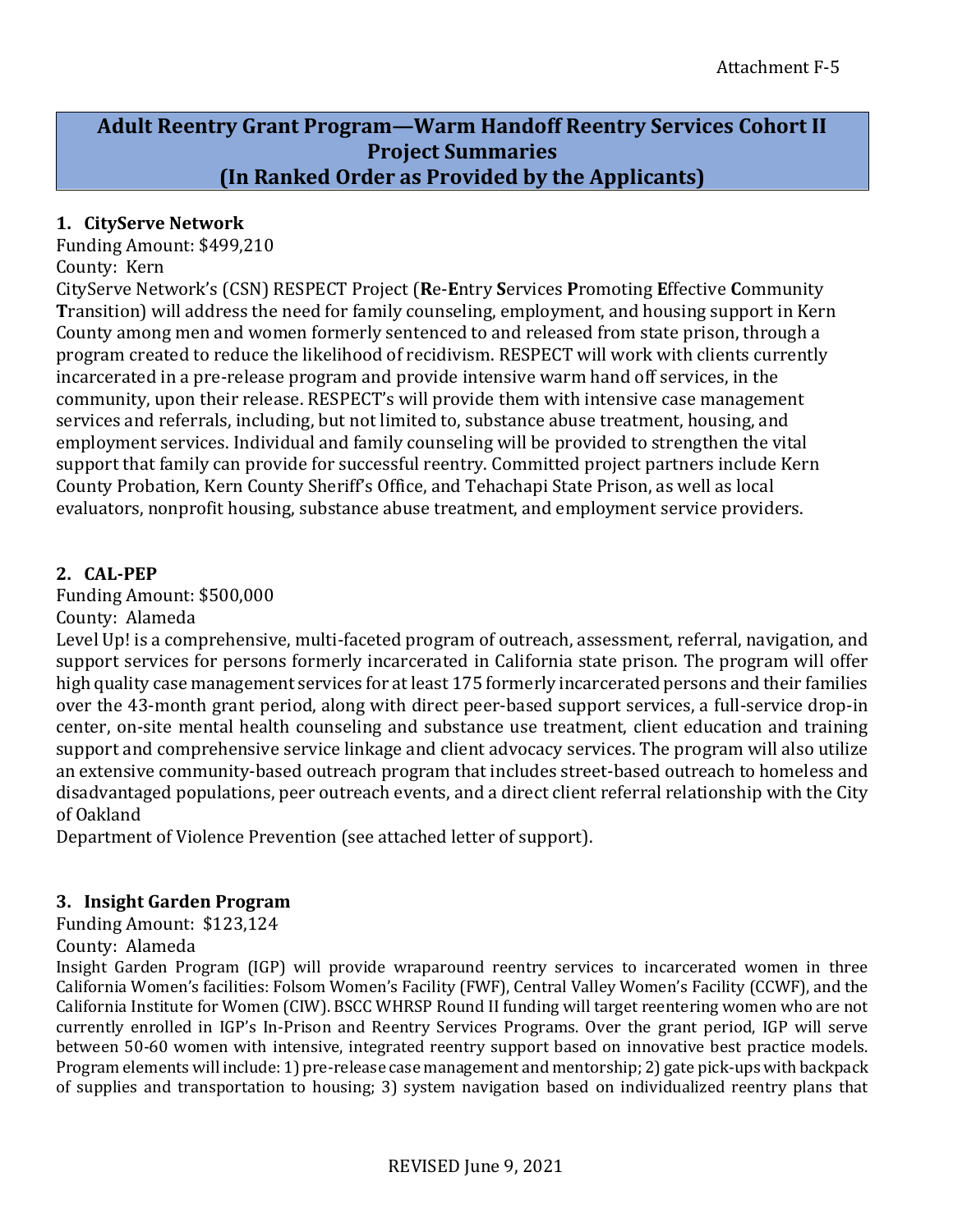Attachment F-5

# Adult Reentry Grant Program—Warm Handoff Reentry Services Cohort II Project Summaries (In Ranked Order as Provided by the Applicants)

## 1. CityServe Network

Funding Amount: $499,210

County: Kern

CityServe Network's (CSN) RESPECT Project (**R**e-**E**ntry **S**ervices **P**romoting **E**ffective **C**ommunity **T**ransition) will address the need for family counseling, employment, and housing support in Kern County among men and women formerly sentenced to and released from state prison, through a program created to reduce the likelihood of recidivism. RESPECT will work with clients currently incarcerated in a pre-release program and provide intensive warm hand off services, in the community, upon their release. RESPECT's will provide them with intensive case management services and referrals, including, but not limited to, substance abuse treatment, housing, and employment services. Individual and family counseling will be provided to strengthen the vital support that family can provide for successful reentry. Committed project partners include Kern County Probation, Kern County Sheriff's Office, and Tehachapi State Prison, as well as local evaluators, nonprofit housing, substance abuse treatment, and employment service providers.

## 2. CAL-PEP

Funding Amount: $500,000

County: Alameda

Level Up! is a comprehensive, multi-faceted program of outreach, assessment, referral, navigation, and support services for persons formerly incarcerated in California state prison. The program will offer high quality case management services for at least 175 formerly incarcerated persons and their families over the 43-month grant period, along with direct peer-based support services, a full-service drop-in center, on-site mental health counseling and substance use treatment, client education and training support and comprehensive service linkage and client advocacy services. The program will also utilize an extensive community-based outreach program that includes street-based outreach to homeless and disadvantaged populations, peer outreach events, and a direct client referral relationship with the City of Oakland

Department of Violence Prevention (see attached letter of support).

## 3. Insight Garden Program

Funding Amount: $123,124

County: Alameda

Insight Garden Program (IGP) will provide wraparound reentry services to incarcerated women in three California Women's facilities: Folsom Women's Facility (FWF), Central Valley Women's Facility (CCWF), and the California Institute for Women (CIW). BSCC WHRSP Round II funding will target reentering women who are not currently enrolled in IGP's In-Prison and Reentry Services Programs. Over the grant period, IGP will serve between 50-60 women with intensive, integrated reentry support based on innovative best practice models. Program elements will include: 1) pre-release case management and mentorship; 2) gate pick-ups with backpack of supplies and transportation to housing; 3) system navigation based on individualized reentry plans that

REVISED June 9, 2021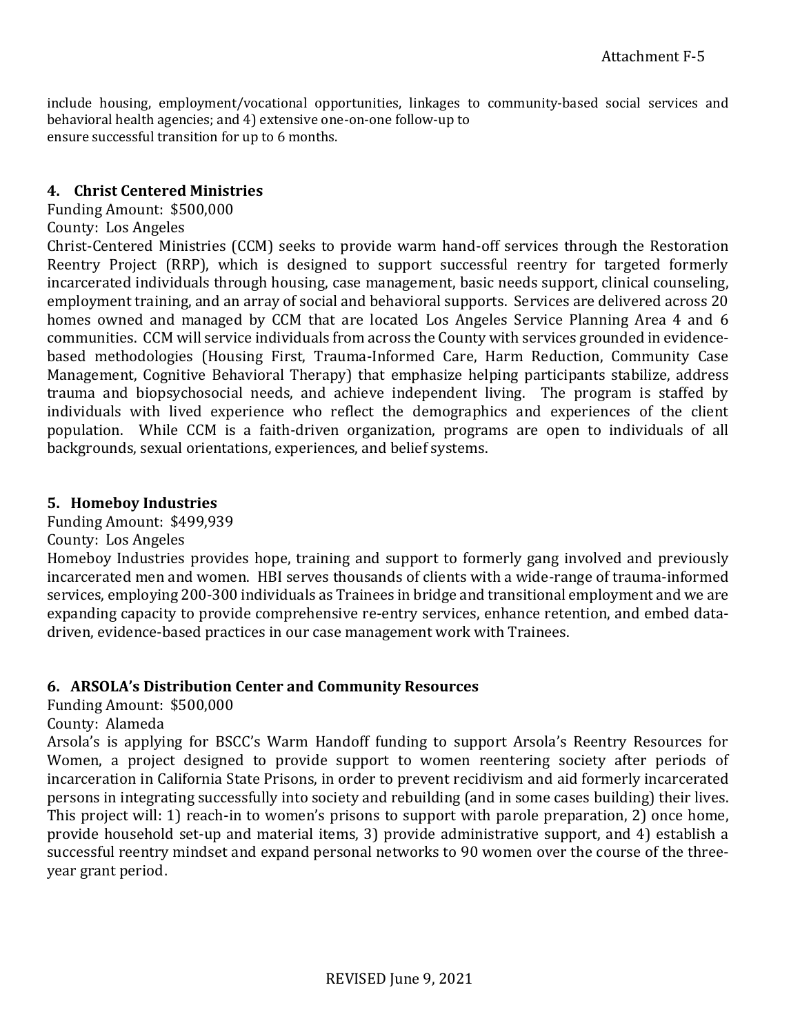include housing, employment/vocational opportunities, linkages to community-based social services and behavioral health agencies; and 4) extensive one-on-one follow-up to ensure successful transition for up to 6 months.

**4. Christ Centered Ministries**

Funding Amount: $500,000

County: Los Angeles

Christ-Centered Ministries (CCM) seeks to provide warm hand-off services through the Restoration Reentry Project (RRP), which is designed to support successful reentry for targeted formerly incarcerated individuals through housing, case management, basic needs support, clinical counseling, employment training, and an array of social and behavioral supports. Services are delivered across 20 homes owned and managed by CCM that are located Los Angeles Service Planning Area 4 and 6 communities. CCM will service individuals from across the County with services grounded in evidence-based methodologies (Housing First, Trauma-Informed Care, Harm Reduction, Community Case Management, Cognitive Behavioral Therapy) that emphasize helping participants stabilize, address trauma and biopsychosocial needs, and achieve independent living. The program is staffed by individuals with lived experience who reflect the demographics and experiences of the client population. While CCM is a faith-driven organization, programs are open to individuals of all backgrounds, sexual orientations, experiences, and belief systems.

**5. Homeboy Industries**

Funding Amount: $499,939

County: Los Angeles

Homeboy Industries provides hope, training and support to formerly gang involved and previously incarcerated men and women. HBI serves thousands of clients with a wide-range of trauma-informed services, employing 200-300 individuals as Trainees in bridge and transitional employment and we are expanding capacity to provide comprehensive re-entry services, enhance retention, and embed data-driven, evidence-based practices in our case management work with Trainees.

**6. ARSOLA's Distribution Center and Community Resources**

Funding Amount: $500,000

County: Alameda

Arsola's is applying for BSCC's Warm Handoff funding to support Arsola's Reentry Resources for Women, a project designed to provide support to women reentering society after periods of incarceration in California State Prisons, in order to prevent recidivism and aid formerly incarcerated persons in integrating successfully into society and rebuilding (and in some cases building) their lives. This project will: 1) reach-in to women's prisons to support with parole preparation, 2) once home, provide household set-up and material items, 3) provide administrative support, and 4) establish a successful reentry mindset and expand personal networks to 90 women over the course of the three-year grant period.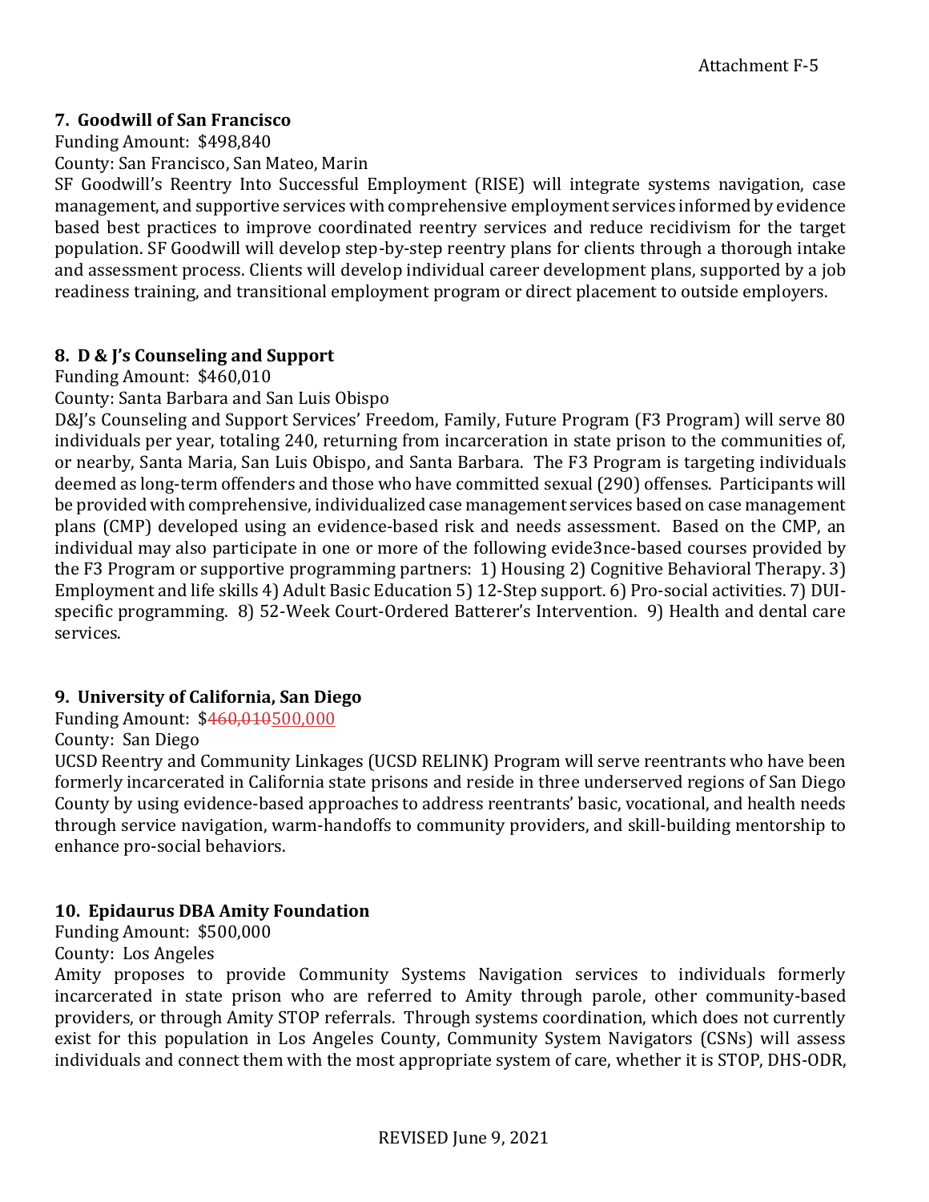### 7. Goodwill of San Francisco

Funding Amount: $498,840

County: San Francisco, San Mateo, Marin

SF Goodwill's Reentry Into Successful Employment (RISE) will integrate systems navigation, case management, and supportive services with comprehensive employment services informed by evidence based best practices to improve coordinated reentry services and reduce recidivism for the target population. SF Goodwill will develop step-by-step reentry plans for clients through a thorough intake and assessment process. Clients will develop individual career development plans, supported by a job readiness training, and transitional employment program or direct placement to outside employers.

### 8. D & J's Counseling and Support

Funding Amount: $460,010

County: Santa Barbara and San Luis Obispo

D&J's Counseling and Support Services' Freedom, Family, Future Program (F3 Program) will serve 80 individuals per year, totaling 240, returning from incarceration in state prison to the communities of, or nearby, Santa Maria, San Luis Obispo, and Santa Barbara. The F3 Program is targeting individuals deemed as long-term offenders and those who have committed sexual (290) offenses. Participants will be provided with comprehensive, individualized case management services based on case management plans (CMP) developed using an evidence-based risk and needs assessment. Based on the CMP, an individual may also participate in one or more of the following evide3nce-based courses provided by the F3 Program or supportive programming partners: 1) Housing 2) Cognitive Behavioral Therapy. 3) Employment and life skills 4) Adult Basic Education 5) 12-Step support. 6) Pro-social activities. 7) DUI-specific programming. 8) 52-Week Court-Ordered Batterer's Intervention. 9) Health and dental care services.

### 9. University of California, San Diego

Funding Amount: $~~460,010~~500,000

County: San Diego

UCSD Reentry and Community Linkages (UCSD RELINK) Program will serve reentrants who have been formerly incarcerated in California state prisons and reside in three underserved regions of San Diego County by using evidence-based approaches to address reentrants' basic, vocational, and health needs through service navigation, warm-handoffs to community providers, and skill-building mentorship to enhance pro-social behaviors.

### 10. Epidaurus DBA Amity Foundation

Funding Amount: $500,000

County: Los Angeles

Amity proposes to provide Community Systems Navigation services to individuals formerly incarcerated in state prison who are referred to Amity through parole, other community-based providers, or through Amity STOP referrals. Through systems coordination, which does not currently exist for this population in Los Angeles County, Community System Navigators (CSNs) will assess individuals and connect them with the most appropriate system of care, whether it is STOP, DHS-ODR,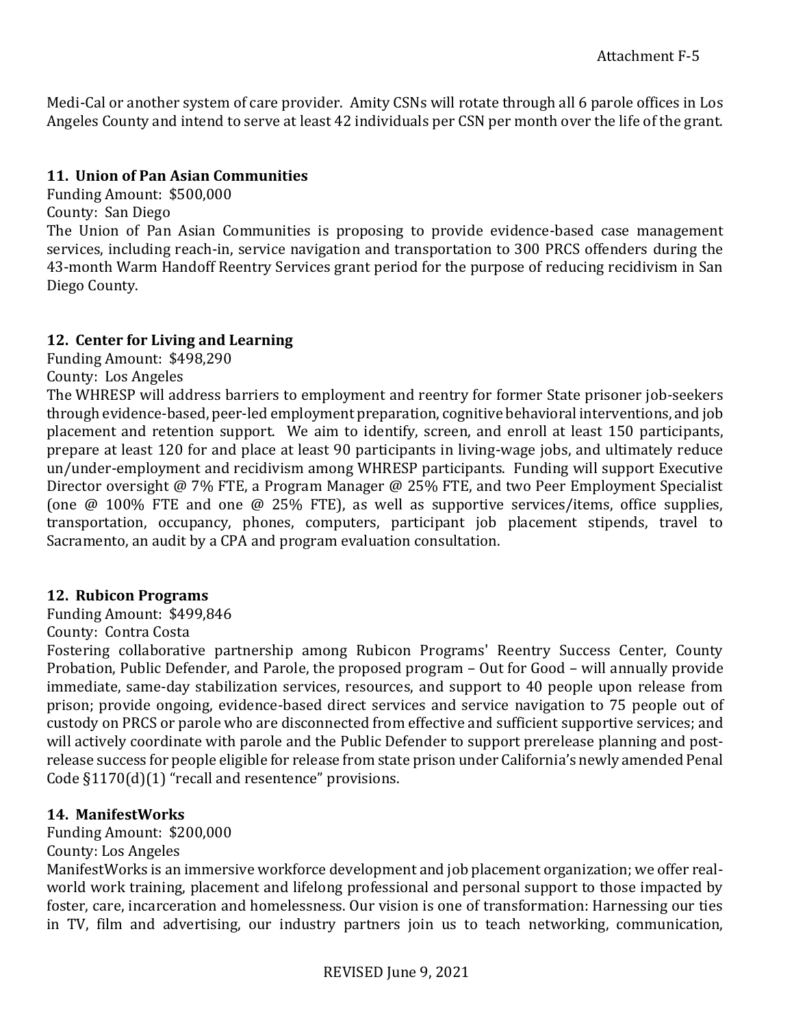Medi-Cal or another system of care provider. Amity CSNs will rotate through all 6 parole offices in Los Angeles County and intend to serve at least 42 individuals per CSN per month over the life of the grant.

### 11. Union of Pan Asian Communities

Funding Amount: $500,000

County: San Diego

The Union of Pan Asian Communities is proposing to provide evidence-based case management services, including reach-in, service navigation and transportation to 300 PRCS offenders during the 43-month Warm Handoff Reentry Services grant period for the purpose of reducing recidivism in San Diego County.

### 12. Center for Living and Learning

Funding Amount: $498,290

County: Los Angeles

The WHRESP will address barriers to employment and reentry for former State prisoner job-seekers through evidence-based, peer-led employment preparation, cognitive behavioral interventions, and job placement and retention support. We aim to identify, screen, and enroll at least 150 participants, prepare at least 120 for and place at least 90 participants in living-wage jobs, and ultimately reduce un/under-employment and recidivism among WHRESP participants. Funding will support Executive Director oversight @ 7% FTE, a Program Manager @ 25% FTE, and two Peer Employment Specialist (one @ 100% FTE and one @ 25% FTE), as well as supportive services/items, office supplies, transportation, occupancy, phones, computers, participant job placement stipends, travel to Sacramento, an audit by a CPA and program evaluation consultation.

### 12. Rubicon Programs

Funding Amount: $499,846

County: Contra Costa

Fostering collaborative partnership among Rubicon Programs' Reentry Success Center, County Probation, Public Defender, and Parole, the proposed program – Out for Good – will annually provide immediate, same-day stabilization services, resources, and support to 40 people upon release from prison; provide ongoing, evidence-based direct services and service navigation to 75 people out of custody on PRCS or parole who are disconnected from effective and sufficient supportive services; and will actively coordinate with parole and the Public Defender to support prerelease planning and post-release success for people eligible for release from state prison under California's newly amended Penal Code §1170(d)(1) "recall and resentence" provisions.

### 14. ManifestWorks

Funding Amount: $200,000

County: Los Angeles

ManifestWorks is an immersive workforce development and job placement organization; we offer real-world work training, placement and lifelong professional and personal support to those impacted by foster, care, incarceration and homelessness. Our vision is one of transformation: Harnessing our ties in TV, film and advertising, our industry partners join us to teach networking, communication,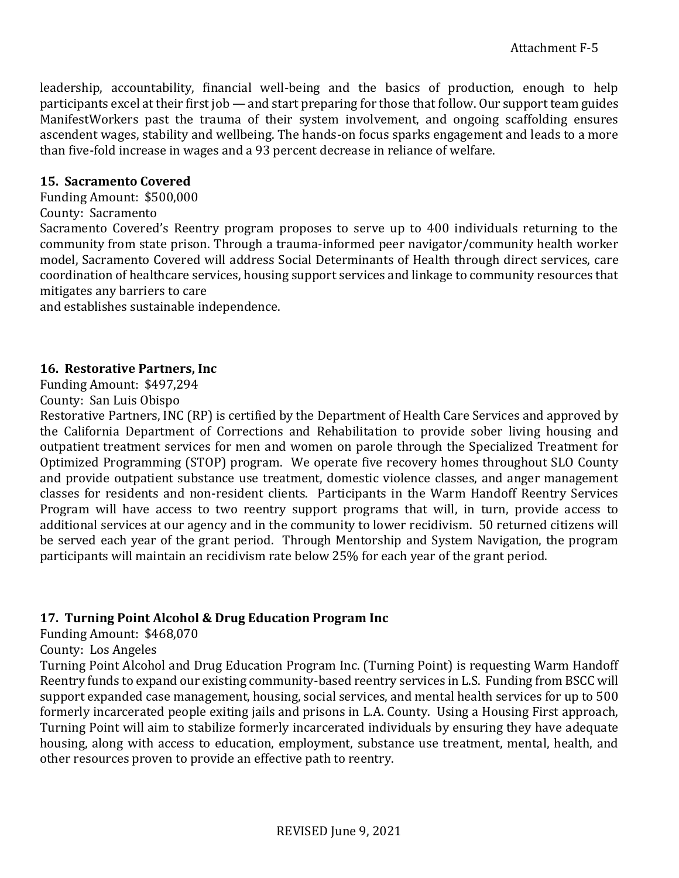leadership, accountability, financial well-being and the basics of production, enough to help participants excel at their first job — and start preparing for those that follow. Our support team guides ManifestWorkers past the trauma of their system involvement, and ongoing scaffolding ensures ascendent wages, stability and wellbeing. The hands-on focus sparks engagement and leads to a more than five-fold increase in wages and a 93 percent decrease in reliance of welfare.

**15. Sacramento Covered**

Funding Amount: $500,000

County: Sacramento

Sacramento Covered's Reentry program proposes to serve up to 400 individuals returning to the community from state prison. Through a trauma-informed peer navigator/community health worker model, Sacramento Covered will address Social Determinants of Health through direct services, care coordination of healthcare services, housing support services and linkage to community resources that mitigates any barriers to care
and establishes sustainable independence.

**16. Restorative Partners, Inc**

Funding Amount: $497,294

County: San Luis Obispo

Restorative Partners, INC (RP) is certified by the Department of Health Care Services and approved by the California Department of Corrections and Rehabilitation to provide sober living housing and outpatient treatment services for men and women on parole through the Specialized Treatment for Optimized Programming (STOP) program. We operate five recovery homes throughout SLO County and provide outpatient substance use treatment, domestic violence classes, and anger management classes for residents and non-resident clients. Participants in the Warm Handoff Reentry Services Program will have access to two reentry support programs that will, in turn, provide access to additional services at our agency and in the community to lower recidivism. 50 returned citizens will be served each year of the grant period. Through Mentorship and System Navigation, the program participants will maintain an recidivism rate below 25% for each year of the grant period.

**17. Turning Point Alcohol & Drug Education Program Inc**

Funding Amount: $468,070

County: Los Angeles

Turning Point Alcohol and Drug Education Program Inc. (Turning Point) is requesting Warm Handoff Reentry funds to expand our existing community-based reentry services in L.S. Funding from BSCC will support expanded case management, housing, social services, and mental health services for up to 500 formerly incarcerated people exiting jails and prisons in L.A. County. Using a Housing First approach, Turning Point will aim to stabilize formerly incarcerated individuals by ensuring they have adequate housing, along with access to education, employment, substance use treatment, mental, health, and other resources proven to provide an effective path to reentry.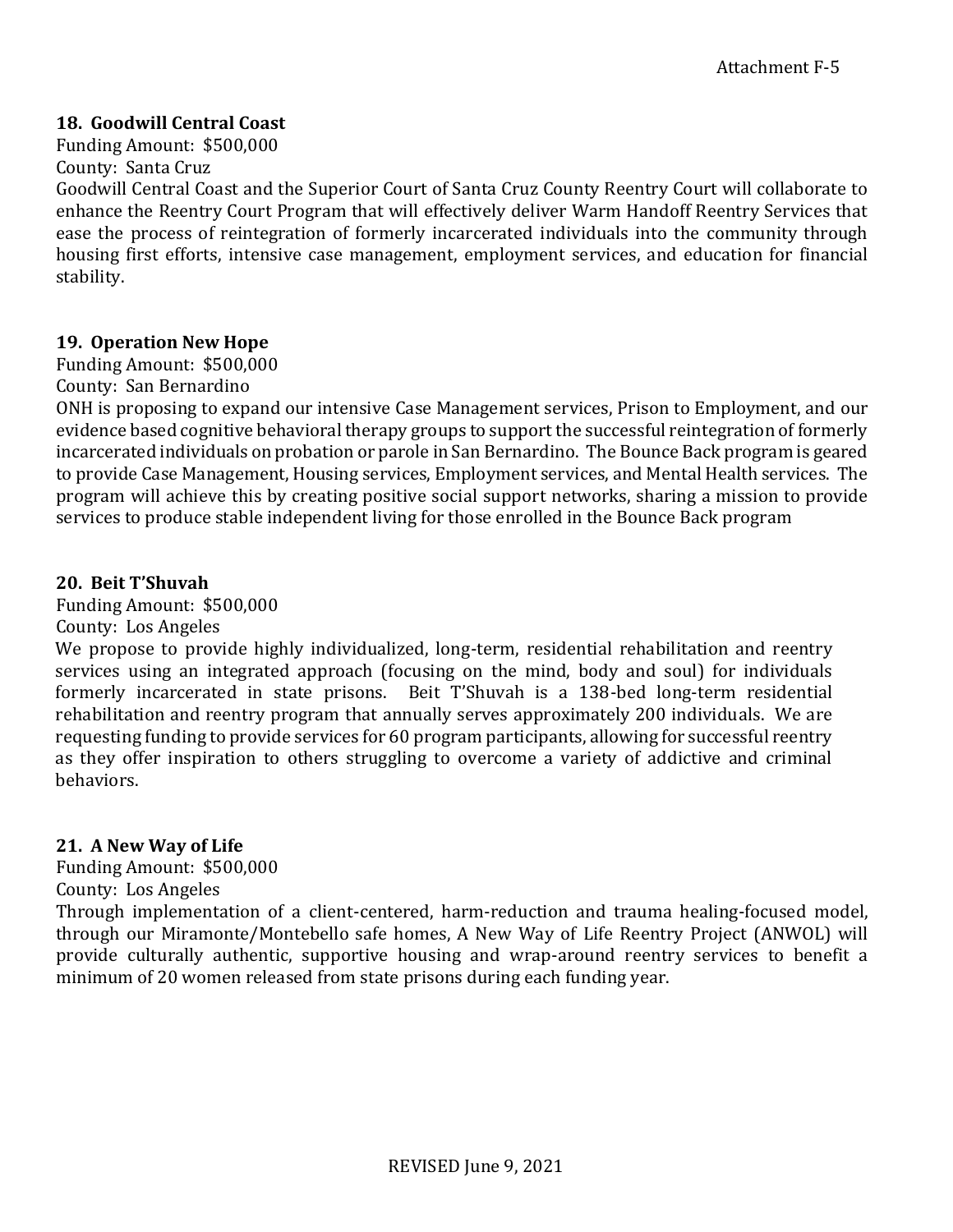Attachment F-5

**18. Goodwill Central Coast**

Funding Amount: $500,000

County: Santa Cruz

Goodwill Central Coast and the Superior Court of Santa Cruz County Reentry Court will collaborate to enhance the Reentry Court Program that will effectively deliver Warm Handoff Reentry Services that ease the process of reintegration of formerly incarcerated individuals into the community through housing first efforts, intensive case management, employment services, and education for financial stability.

**19. Operation New Hope**

Funding Amount: $500,000

County: San Bernardino

ONH is proposing to expand our intensive Case Management services, Prison to Employment, and our evidence based cognitive behavioral therapy groups to support the successful reintegration of formerly incarcerated individuals on probation or parole in San Bernardino. The Bounce Back program is geared to provide Case Management, Housing services, Employment services, and Mental Health services. The program will achieve this by creating positive social support networks, sharing a mission to provide services to produce stable independent living for those enrolled in the Bounce Back program

**20. Beit T'Shuvah**

Funding Amount: $500,000

County: Los Angeles

We propose to provide highly individualized, long-term, residential rehabilitation and reentry services using an integrated approach (focusing on the mind, body and soul) for individuals formerly incarcerated in state prisons. Beit T'Shuvah is a 138-bed long-term residential rehabilitation and reentry program that annually serves approximately 200 individuals. We are requesting funding to provide services for 60 program participants, allowing for successful reentry as they offer inspiration to others struggling to overcome a variety of addictive and criminal behaviors.

**21. A New Way of Life**

Funding Amount: $500,000

County: Los Angeles

Through implementation of a client-centered, harm-reduction and trauma healing-focused model, through our Miramonte/Montebello safe homes, A New Way of Life Reentry Project (ANWOL) will provide culturally authentic, supportive housing and wrap-around reentry services to benefit a minimum of 20 women released from state prisons during each funding year.

REVISED June 9, 2021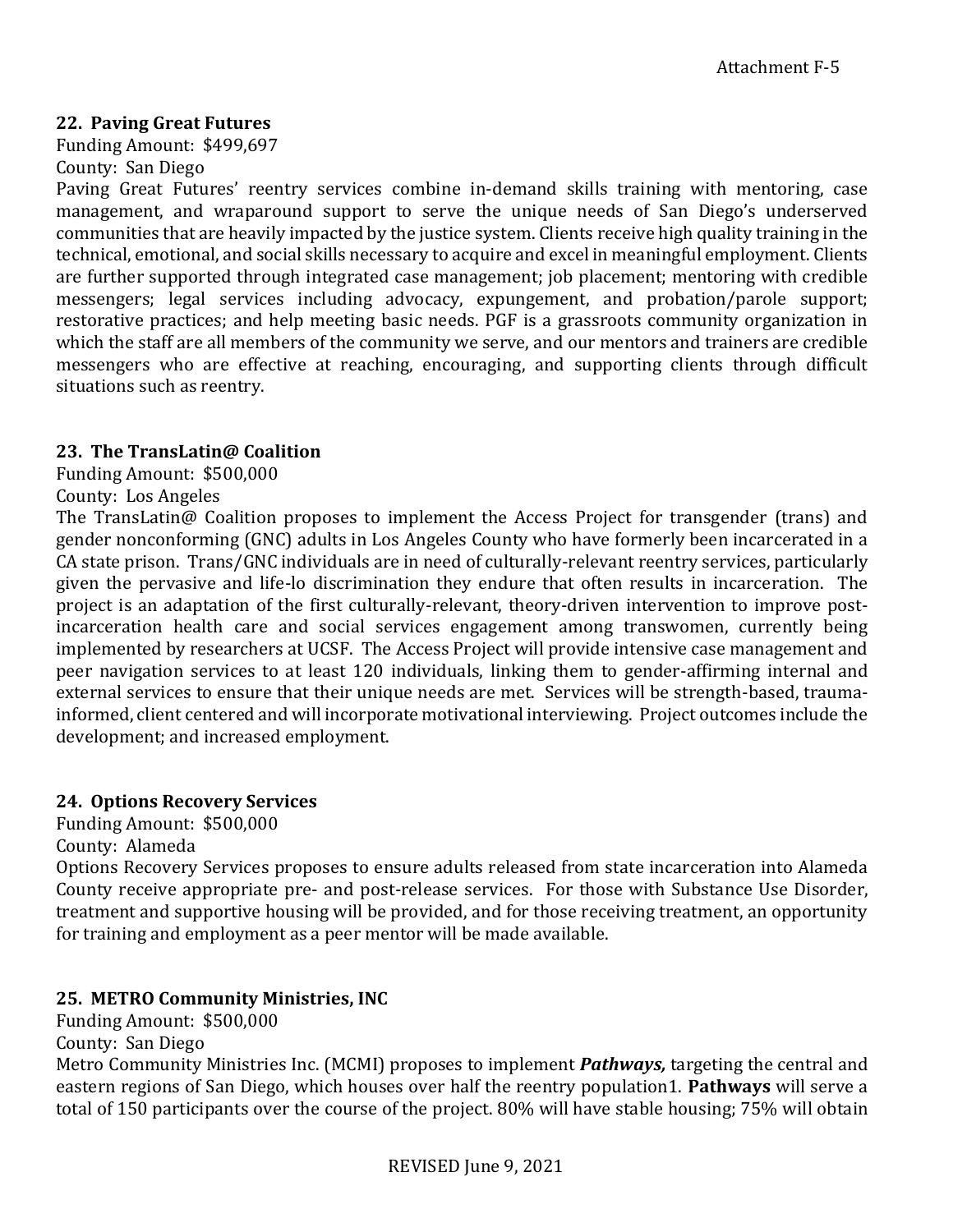Attachment F-5

### 22. Paving Great Futures

Funding Amount: $499,697

County: San Diego

Paving Great Futures' reentry services combine in-demand skills training with mentoring, case management, and wraparound support to serve the unique needs of San Diego's underserved communities that are heavily impacted by the justice system. Clients receive high quality training in the technical, emotional, and social skills necessary to acquire and excel in meaningful employment. Clients are further supported through integrated case management; job placement; mentoring with credible messengers; legal services including advocacy, expungement, and probation/parole support; restorative practices; and help meeting basic needs. PGF is a grassroots community organization in which the staff are all members of the community we serve, and our mentors and trainers are credible messengers who are effective at reaching, encouraging, and supporting clients through difficult situations such as reentry.

### 23. The TransLatin@ Coalition

Funding Amount: $500,000

County: Los Angeles

The TransLatin@ Coalition proposes to implement the Access Project for transgender (trans) and gender nonconforming (GNC) adults in Los Angeles County who have formerly been incarcerated in a CA state prison. Trans/GNC individuals are in need of culturally-relevant reentry services, particularly given the pervasive and life-lo discrimination they endure that often results in incarceration. The project is an adaptation of the first culturally-relevant, theory-driven intervention to improve post-incarceration health care and social services engagement among transwomen, currently being implemented by researchers at UCSF. The Access Project will provide intensive case management and peer navigation services to at least 120 individuals, linking them to gender-affirming internal and external services to ensure that their unique needs are met. Services will be strength-based, trauma-informed, client centered and will incorporate motivational interviewing. Project outcomes include the development; and increased employment.

### 24. Options Recovery Services

Funding Amount: $500,000

County: Alameda

Options Recovery Services proposes to ensure adults released from state incarceration into Alameda County receive appropriate pre- and post-release services. For those with Substance Use Disorder, treatment and supportive housing will be provided, and for those receiving treatment, an opportunity for training and employment as a peer mentor will be made available.

### 25. METRO Community Ministries, INC

Funding Amount: $500,000

County: San Diego

Metro Community Ministries Inc. (MCMI) proposes to implement ***Pathways,*** targeting the central and eastern regions of San Diego, which houses over half the reentry population[1]. **Pathways** will serve a total of 150 participants over the course of the project. 80% will have stable housing; 75% will obtain

REVISED June 9, 2021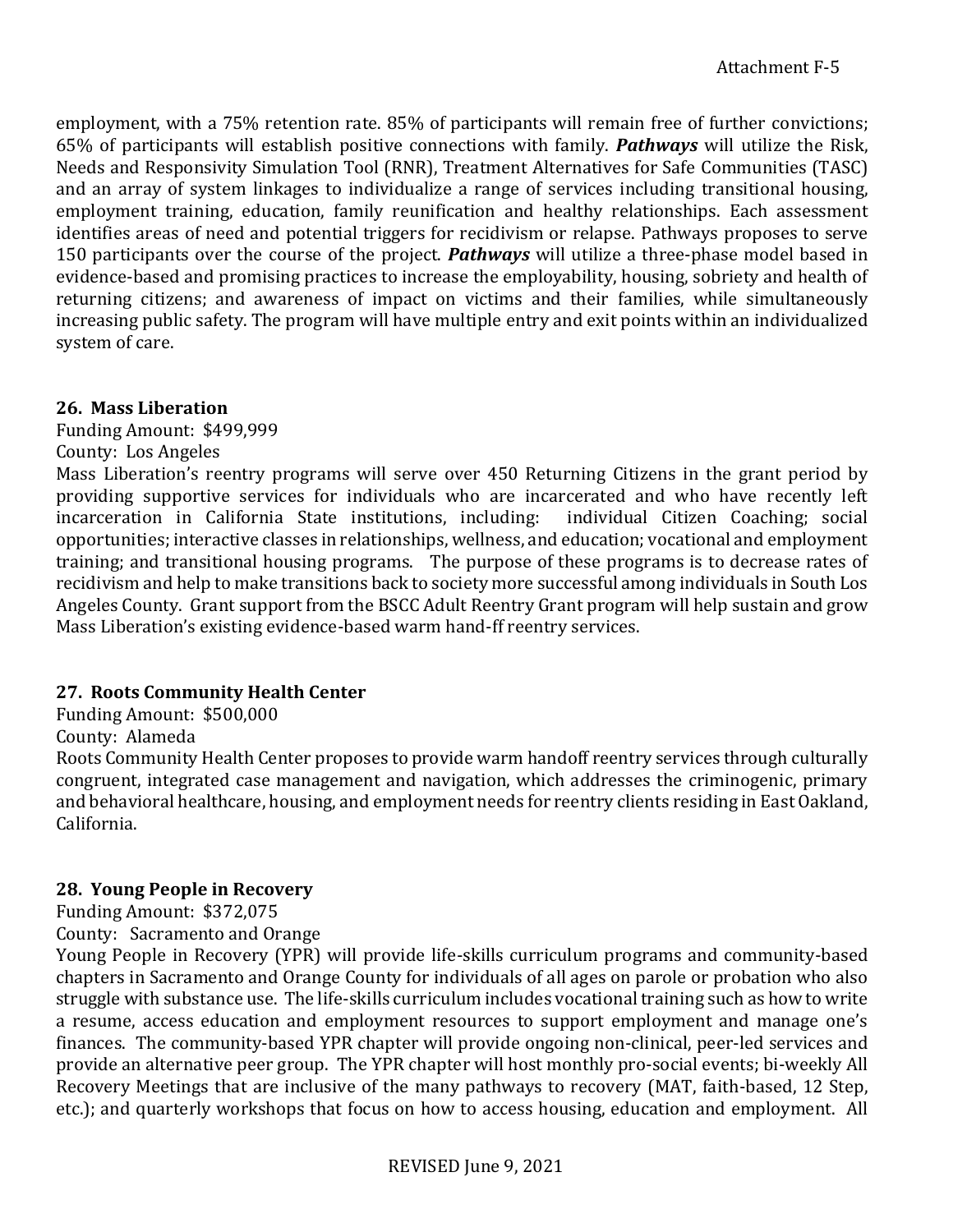employment, with a 75% retention rate. 85% of participants will remain free of further convictions; 65% of participants will establish positive connections with family. ***Pathways*** will utilize the Risk, Needs and Responsivity Simulation Tool (RNR), Treatment Alternatives for Safe Communities (TASC) and an array of system linkages to individualize a range of services including transitional housing, employment training, education, family reunification and healthy relationships. Each assessment identifies areas of need and potential triggers for recidivism or relapse. Pathways proposes to serve 150 participants over the course of the project. ***Pathways*** will utilize a three-phase model based in evidence-based and promising practices to increase the employability, housing, sobriety and health of returning citizens; and awareness of impact on victims and their families, while simultaneously increasing public safety. The program will have multiple entry and exit points within an individualized system of care.

**26. Mass Liberation**

Funding Amount: $499,999
County: Los Angeles

Mass Liberation's reentry programs will serve over 450 Returning Citizens in the grant period by providing supportive services for individuals who are incarcerated and who have recently left incarceration in California State institutions, including: individual Citizen Coaching; social opportunities; interactive classes in relationships, wellness, and education; vocational and employment training; and transitional housing programs. The purpose of these programs is to decrease rates of recidivism and help to make transitions back to society more successful among individuals in South Los Angeles County. Grant support from the BSCC Adult Reentry Grant program will help sustain and grow Mass Liberation's existing evidence-based warm hand-ff reentry services.

**27. Roots Community Health Center**

Funding Amount: $500,000
County: Alameda

Roots Community Health Center proposes to provide warm handoff reentry services through culturally congruent, integrated case management and navigation, which addresses the criminogenic, primary and behavioral healthcare, housing, and employment needs for reentry clients residing in East Oakland, California.

**28. Young People in Recovery**

Funding Amount: $372,075
County: Sacramento and Orange

Young People in Recovery (YPR) will provide life-skills curriculum programs and community-based chapters in Sacramento and Orange County for individuals of all ages on parole or probation who also struggle with substance use. The life-skills curriculum includes vocational training such as how to write a resume, access education and employment resources to support employment and manage one's finances. The community-based YPR chapter will provide ongoing non-clinical, peer-led services and provide an alternative peer group. The YPR chapter will host monthly pro-social events; bi-weekly All Recovery Meetings that are inclusive of the many pathways to recovery (MAT, faith-based, 12 Step, etc.); and quarterly workshops that focus on how to access housing, education and employment. All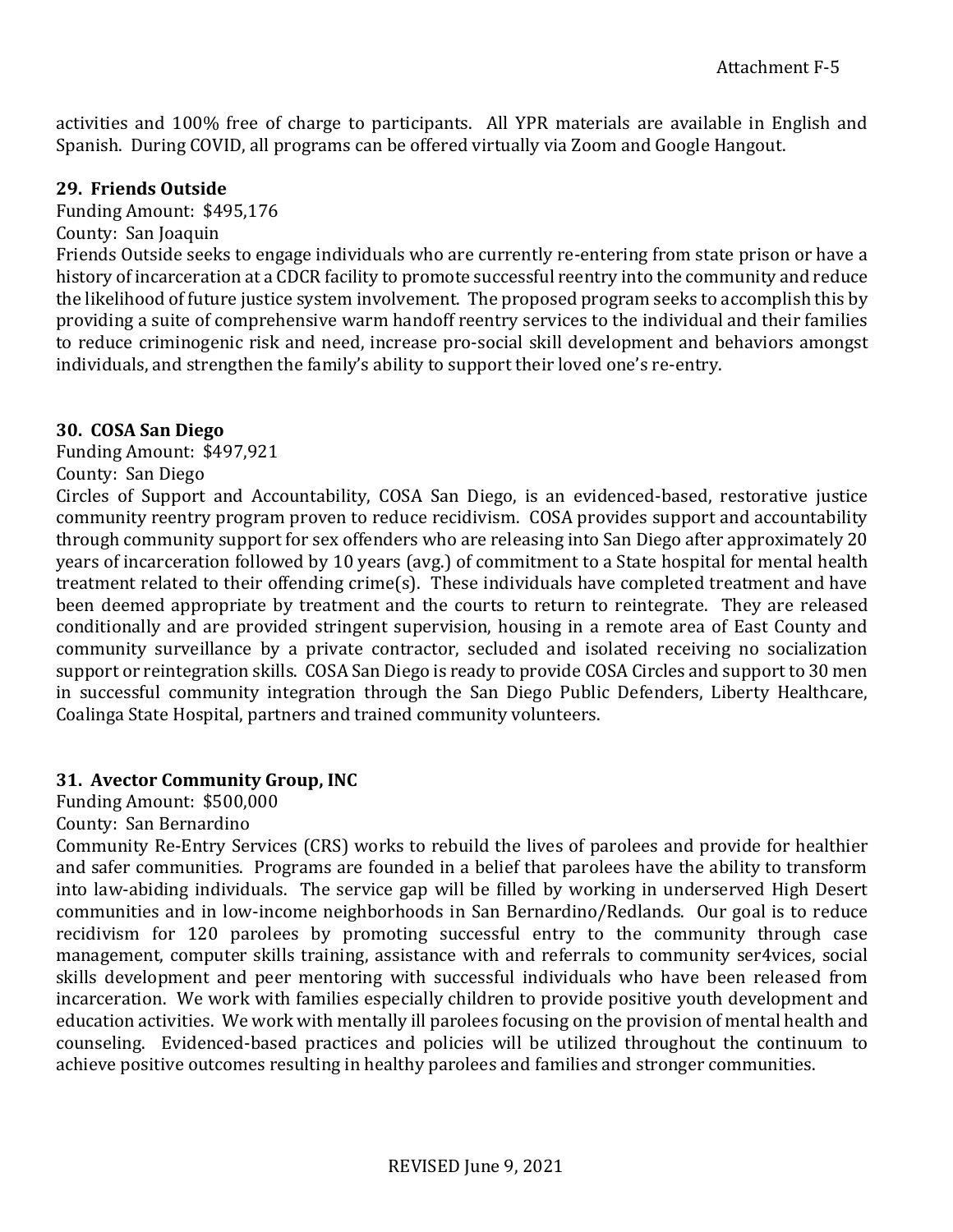activities and 100% free of charge to participants. All YPR materials are available in English and Spanish. During COVID, all programs can be offered virtually via Zoom and Google Hangout.

**29. Friends Outside**

Funding Amount: $495,176

County: San Joaquin

Friends Outside seeks to engage individuals who are currently re-entering from state prison or have a history of incarceration at a CDCR facility to promote successful reentry into the community and reduce the likelihood of future justice system involvement. The proposed program seeks to accomplish this by providing a suite of comprehensive warm handoff reentry services to the individual and their families to reduce criminogenic risk and need, increase pro-social skill development and behaviors amongst individuals, and strengthen the family's ability to support their loved one's re-entry.

**30. COSA San Diego**

Funding Amount: $497,921

County: San Diego

Circles of Support and Accountability, COSA San Diego, is an evidenced-based, restorative justice community reentry program proven to reduce recidivism. COSA provides support and accountability through community support for sex offenders who are releasing into San Diego after approximately 20 years of incarceration followed by 10 years (avg.) of commitment to a State hospital for mental health treatment related to their offending crime(s). These individuals have completed treatment and have been deemed appropriate by treatment and the courts to return to reintegrate. They are released conditionally and are provided stringent supervision, housing in a remote area of East County and community surveillance by a private contractor, secluded and isolated receiving no socialization support or reintegration skills. COSA San Diego is ready to provide COSA Circles and support to 30 men in successful community integration through the San Diego Public Defenders, Liberty Healthcare, Coalinga State Hospital, partners and trained community volunteers.

**31. Avector Community Group, INC**

Funding Amount: $500,000

County: San Bernardino

Community Re-Entry Services (CRS) works to rebuild the lives of parolees and provide for healthier and safer communities. Programs are founded in a belief that parolees have the ability to transform into law-abiding individuals. The service gap will be filled by working in underserved High Desert communities and in low-income neighborhoods in San Bernardino/Redlands. Our goal is to reduce recidivism for 120 parolees by promoting successful entry to the community through case management, computer skills training, assistance with and referrals to community ser4vices, social skills development and peer mentoring with successful individuals who have been released from incarceration. We work with families especially children to provide positive youth development and education activities. We work with mentally ill parolees focusing on the provision of mental health and counseling. Evidenced-based practices and policies will be utilized throughout the continuum to achieve positive outcomes resulting in healthy parolees and families and stronger communities.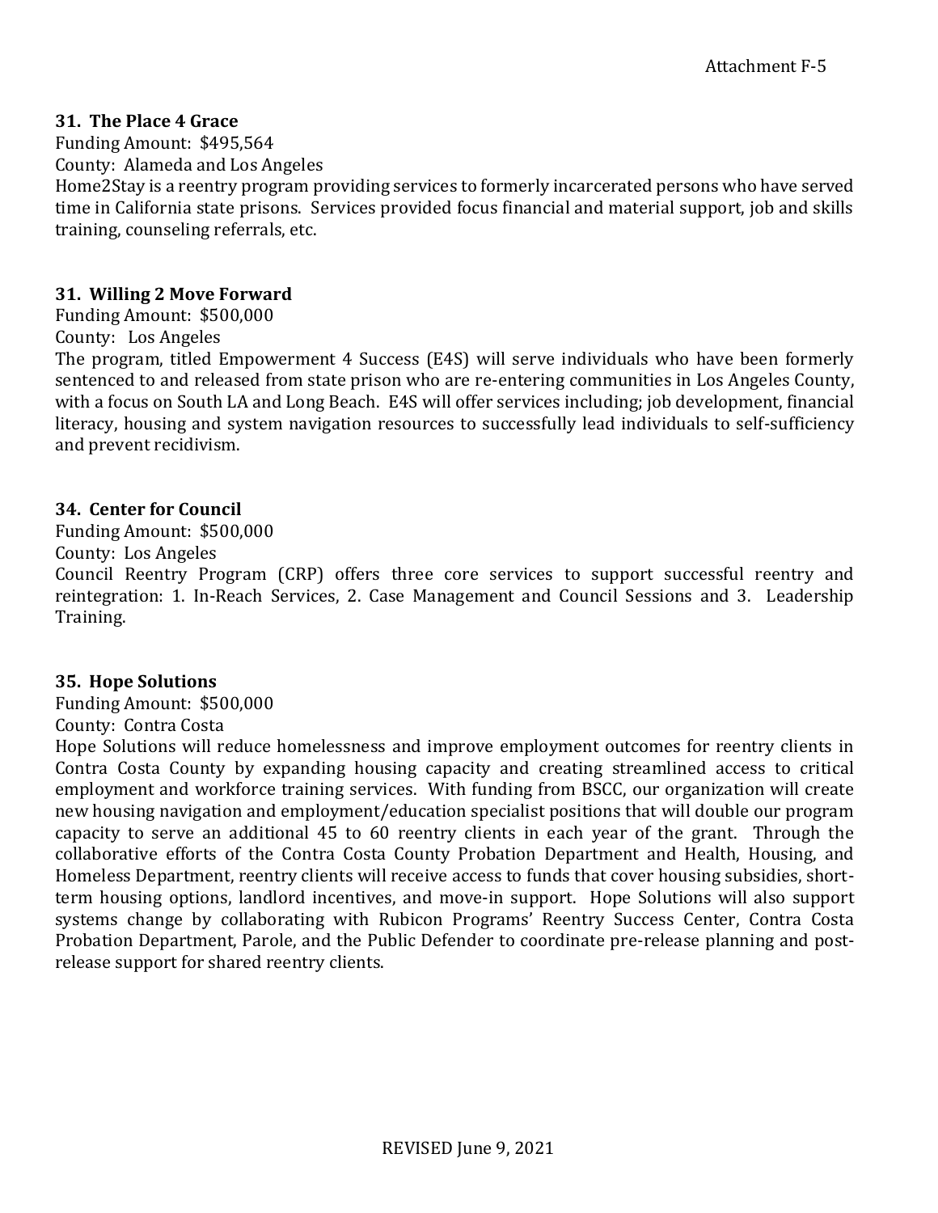Attachment F-5

**31. The Place 4 Grace**

Funding Amount: $495,564

County: Alameda and Los Angeles

Home2Stay is a reentry program providing services to formerly incarcerated persons who have served time in California state prisons. Services provided focus financial and material support, job and skills training, counseling referrals, etc.

**31. Willing 2 Move Forward**

Funding Amount: $500,000

County: Los Angeles

The program, titled Empowerment 4 Success (E4S) will serve individuals who have been formerly sentenced to and released from state prison who are re-entering communities in Los Angeles County, with a focus on South LA and Long Beach. E4S will offer services including; job development, financial literacy, housing and system navigation resources to successfully lead individuals to self-sufficiency and prevent recidivism.

**34. Center for Council**

Funding Amount: $500,000

County: Los Angeles

Council Reentry Program (CRP) offers three core services to support successful reentry and reintegration: 1. In-Reach Services, 2. Case Management and Council Sessions and 3. Leadership Training.

**35. Hope Solutions**

Funding Amount: $500,000

County: Contra Costa

Hope Solutions will reduce homelessness and improve employment outcomes for reentry clients in Contra Costa County by expanding housing capacity and creating streamlined access to critical employment and workforce training services. With funding from BSCC, our organization will create new housing navigation and employment/education specialist positions that will double our program capacity to serve an additional 45 to 60 reentry clients in each year of the grant. Through the collaborative efforts of the Contra Costa County Probation Department and Health, Housing, and Homeless Department, reentry clients will receive access to funds that cover housing subsidies, short-term housing options, landlord incentives, and move-in support. Hope Solutions will also support systems change by collaborating with Rubicon Programs' Reentry Success Center, Contra Costa Probation Department, Parole, and the Public Defender to coordinate pre-release planning and post-release support for shared reentry clients.

REVISED June 9, 2021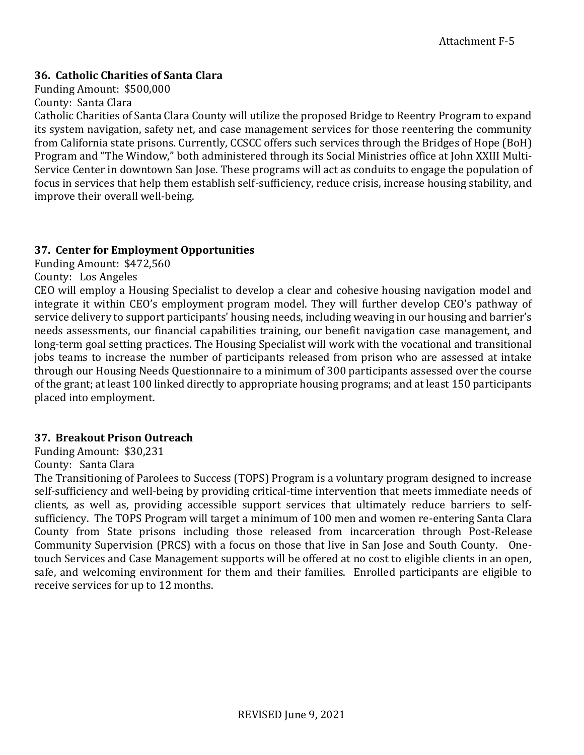Attachment F-5

### 36. Catholic Charities of Santa Clara

Funding Amount: $500,000

County: Santa Clara

Catholic Charities of Santa Clara County will utilize the proposed Bridge to Reentry Program to expand its system navigation, safety net, and case management services for those reentering the community from California state prisons. Currently, CCSCC offers such services through the Bridges of Hope (BoH) Program and "The Window," both administered through its Social Ministries office at John XXIII Multi-Service Center in downtown San Jose. These programs will act as conduits to engage the population of focus in services that help them establish self-sufficiency, reduce crisis, increase housing stability, and improve their overall well-being.

### 37. Center for Employment Opportunities

Funding Amount: $472,560

County: Los Angeles

CEO will employ a Housing Specialist to develop a clear and cohesive housing navigation model and integrate it within CEO's employment program model. They will further develop CEO's pathway of service delivery to support participants' housing needs, including weaving in our housing and barrier's needs assessments, our financial capabilities training, our benefit navigation case management, and long-term goal setting practices. The Housing Specialist will work with the vocational and transitional jobs teams to increase the number of participants released from prison who are assessed at intake through our Housing Needs Questionnaire to a minimum of 300 participants assessed over the course of the grant; at least 100 linked directly to appropriate housing programs; and at least 150 participants placed into employment.

### 37. Breakout Prison Outreach

Funding Amount: $30,231

County: Santa Clara

The Transitioning of Parolees to Success (TOPS) Program is a voluntary program designed to increase self-sufficiency and well-being by providing critical-time intervention that meets immediate needs of clients, as well as, providing accessible support services that ultimately reduce barriers to self-sufficiency. The TOPS Program will target a minimum of 100 men and women re-entering Santa Clara County from State prisons including those released from incarceration through Post-Release Community Supervision (PRCS) with a focus on those that live in San Jose and South County. One-touch Services and Case Management supports will be offered at no cost to eligible clients in an open, safe, and welcoming environment for them and their families. Enrolled participants are eligible to receive services for up to 12 months.

REVISED June 9, 2021